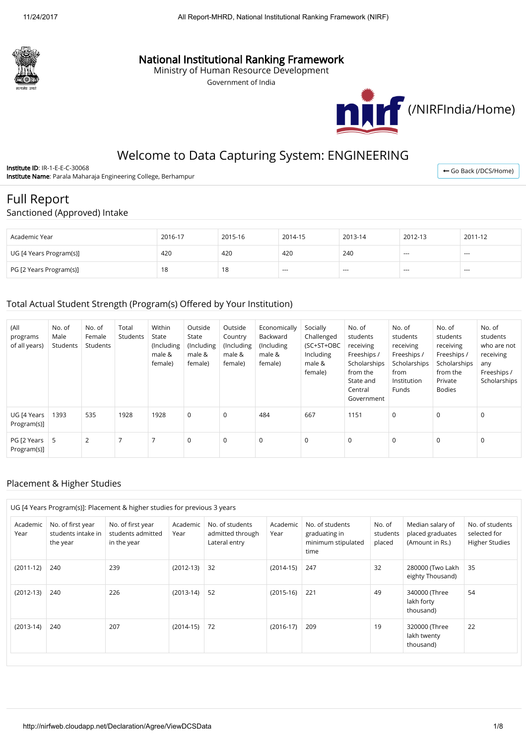# National Institutional Ranking Framework

Ministry of Human Resource Development

Government of India

(/NIRFIndia/Home)

## Welcome to Data Capturing System: ENGINEERING

**Institute ID**: IR-1-E-E-C-30068

**Institute Name**: Parala Maharaja Engineering College, Berhampur

Go Back (/DCS/Home)

# Full Report

## Sanctioned (Approved) Intake

| Academic Year | 2016-17 | 2015-16 | 2014-15 | 2013-14 | 2012-13 | 2011-12 |
|---|---|---|---|---|---|---|
| UG [4 Years Program(s)] | 420 | 420 | 420 | 240 | --- | --- |
| PG [2 Years Program(s)] | 18 | 18 | --- | --- | --- | --- |

## Total Actual Student Strength (Program(s) Offered by Your Institution)

| (All programs of all years) | No. of Male Students | No. of Female Students | Total Students | Within State (Including male & female) | Outside State (Including male & female) | Outside Country (Including male & female) | Economically Backward (Including male & female) | Socially Challenged (SC+ST+OBC Including male & female) | No. of students receiving Freeships / Scholarships from the State and Central Government | No. of students receiving Freeships / Scholarships from Institution Funds | No. of students receiving Freeships / Scholarships from the Private Bodies | No. of students who are not receiving any Freeships / Scholarships |
|---|---|---|---|---|---|---|---|---|---|---|---|---|
| UG [4 Years Program(s)] | 1393 | 535 | 1928 | 1928 | 0 | 0 | 484 | 667 | 1151 | 0 | 0 | 0 |
| PG [2 Years Program(s)] | 5 | 2 | 7 | 7 | 0 | 0 | 0 | 0 | 0 | 0 | 0 | 0 |

## Placement & Higher Studies

UG [4 Years Program(s)]: Placement & higher studies for previous 3 years

| Academic Year | No. of first year students intake in the year | No. of first year students admitted in the year | Academic Year | No. of students admitted through Lateral entry | Academic Year | No. of students graduating in minimum stipulated time | No. of students placed | Median salary of placed graduates (Amount in Rs.) | No. of students selected for Higher Studies |
|---|---|---|---|---|---|---|---|---|---|
| (2011-12) | 240 | 239 | (2012-13) | 32 | (2014-15) | 247 | 32 | 280000 (Two Lakh eighty Thousand) | 35 |
| (2012-13) | 240 | 226 | (2013-14) | 52 | (2015-16) | 221 | 49 | 340000 (Three lakh forty thousand) | 54 |
| (2013-14) | 240 | 207 | (2014-15) | 72 | (2016-17) | 209 | 19 | 320000 (Three lakh twenty thousand) | 22 |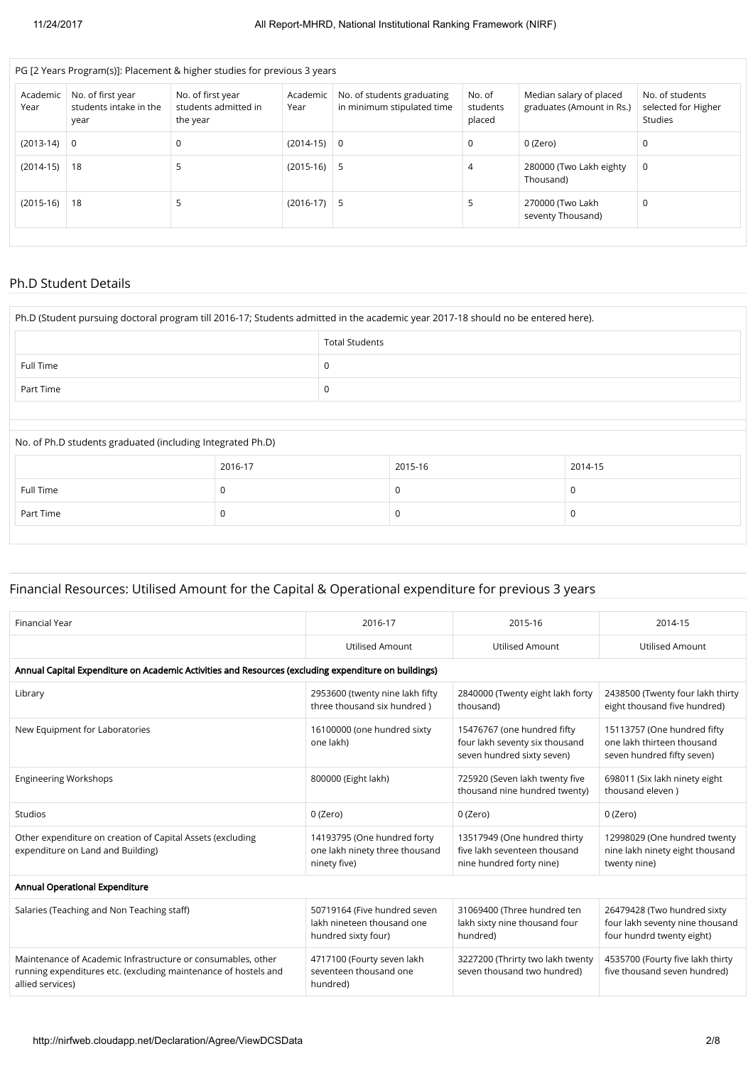| PG [2 Years Program(s)]: Placement & higher studies for previous 3 years | | | | | | | |
|---|---|---|---|---|---|---|---|
| Academic Year | No. of first year students intake in the year | No. of first year students admitted in the year | Academic Year | No. of students graduating in minimum stipulated time | No. of students placed | Median salary of placed graduates (Amount in Rs.) | No. of students selected for Higher Studies |
| (2013-14) | 0 | 0 | (2014-15) | 0 | 0 | 0 (Zero) | 0 |
| (2014-15) | 18 | 5 | (2015-16) | 5 | 4 | 280000 (Two Lakh eighty Thousand) | 0 |
| (2015-16) | 18 | 5 | (2016-17) | 5 | 5 | 270000 (Two Lakh seventy Thousand) | 0 |

## Ph.D Student Details

| Ph.D (Student pursuing doctoral program till 2016-17; Students admitted in the academic year 2017-18 should no be entered here). | |
|---|---|
| | Total Students |
| Full Time | 0 |
| Part Time | 0 |

| No. of Ph.D students graduated (including Integrated Ph.D) | | | |
|---|---|---|---|
| | 2016-17 | 2015-16 | 2014-15 |
| Full Time | 0 | 0 | 0 |
| Part Time | 0 | 0 | 0 |

## Financial Resources: Utilised Amount for the Capital & Operational expenditure for previous 3 years

| Financial Year | 2016-17 | 2015-16 | 2014-15 |
|---|---|---|---|
| | Utilised Amount | Utilised Amount | Utilised Amount |
| **Annual Capital Expenditure on Academic Activities and Resources (excluding expenditure on buildings)** | | | |
| Library | 2953600 (twenty nine lakh fifty three thousand six hundred ) | 2840000 (Twenty eight lakh forty thousand) | 2438500 (Twenty four lakh thirty eight thousand five hundred) |
| New Equipment for Laboratories | 16100000 (one hundred sixty one lakh) | 15476767 (one hundred fifty four lakh seventy six thousand seven hundred sixty seven) | 15113757 (One hundred fifty one lakh thirteen thousand seven hundred fifty seven) |
| Engineering Workshops | 800000 (Eight lakh) | 725920 (Seven lakh twenty five thousand nine hundred twenty) | 698011 (Six lakh ninety eight thousand eleven ) |
| Studios | 0 (Zero) | 0 (Zero) | 0 (Zero) |
| Other expenditure on creation of Capital Assets (excluding expenditure on Land and Building) | 14193795 (One hundred forty one lakh ninety three thousand ninety five) | 13517949 (One hundred thirty five lakh seventeen thousand nine hundred forty nine) | 12998029 (One hundred twenty nine lakh ninety eight thousand twenty nine) |
| **Annual Operational Expenditure** | | | |
| Salaries (Teaching and Non Teaching staff) | 50719164 (Five hundred seven lakh nineteen thousand one hundred sixty four) | 31069400 (Three hundred ten lakh sixty nine thousand four hundred) | 26479428 (Two hundred sixty four lakh seventy nine thousand four hundrd twenty eight) |
| Maintenance of Academic Infrastructure or consumables, other running expenditures etc. (excluding maintenance of hostels and allied services) | 4717100 (Fourty seven lakh seventeen thousand one hundred) | 3227200 (Thrirty two lakh twenty seven thousand two hundred) | 4535700 (Fourty five lakh thirty five thousand seven hundred) |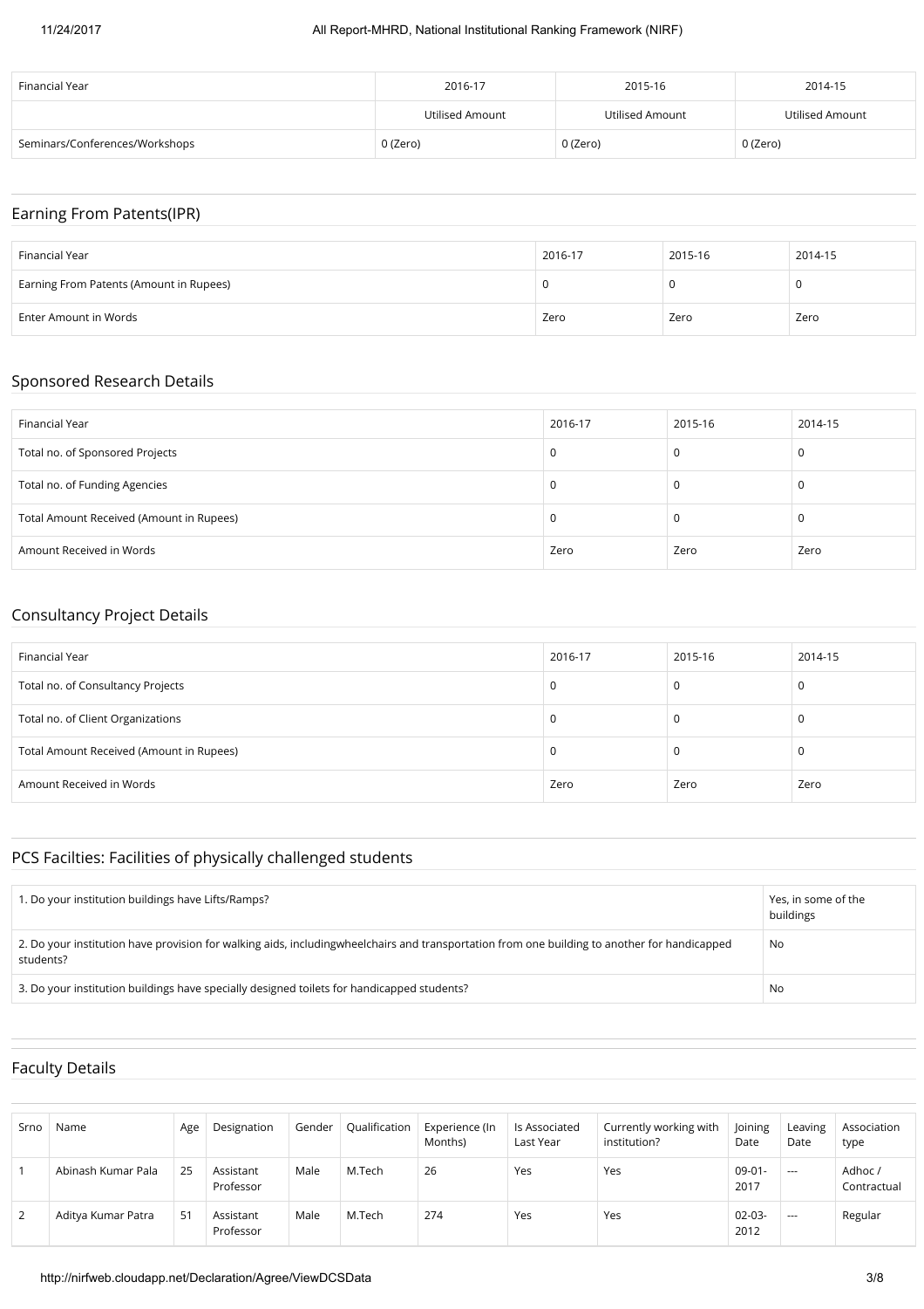| Financial Year | 2016-17 | 2015-16 | 2014-15 |
|---|---|---|---|
| | Utilised Amount | Utilised Amount | Utilised Amount |
| Seminars/Conferences/Workshops | 0 (Zero) | 0 (Zero) | 0 (Zero) |

## Earning From Patents(IPR)

| Financial Year | 2016-17 | 2015-16 | 2014-15 |
|---|---|---|---|
| Earning From Patents (Amount in Rupees) | 0 | 0 | 0 |
| Enter Amount in Words | Zero | Zero | Zero |

## Sponsored Research Details

| Financial Year | 2016-17 | 2015-16 | 2014-15 |
|---|---|---|---|
| Total no. of Sponsored Projects | 0 | 0 | 0 |
| Total no. of Funding Agencies | 0 | 0 | 0 |
| Total Amount Received (Amount in Rupees) | 0 | 0 | 0 |
| Amount Received in Words | Zero | Zero | Zero |

## Consultancy Project Details

| Financial Year | 2016-17 | 2015-16 | 2014-15 |
|---|---|---|---|
| Total no. of Consultancy Projects | 0 | 0 | 0 |
| Total no. of Client Organizations | 0 | 0 | 0 |
| Total Amount Received (Amount in Rupees) | 0 | 0 | 0 |
| Amount Received in Words | Zero | Zero | Zero |

## PCS Facilties: Facilities of physically challenged students

| | |
|---|---|
| 1. Do your institution buildings have Lifts/Ramps? | Yes, in some of the buildings |
| 2. Do your institution have provision for walking aids, includingwheelchairs and transportation from one building to another for handicapped students? | No |
| 3. Do your institution buildings have specially designed toilets for handicapped students? | No |

## Faculty Details

| Srno | Name | Age | Designation | Gender | Qualification | Experience (In Months) | Is Associated Last Year | Currently working with institution? | Joining Date | Leaving Date | Association type |
|---|---|---|---|---|---|---|---|---|---|---|---|
| 1 | Abinash Kumar Pala | 25 | Assistant Professor | Male | M.Tech | 26 | Yes | Yes | 09-01-2017 | --- | Adhoc / Contractual |
| 2 | Aditya Kumar Patra | 51 | Assistant Professor | Male | M.Tech | 274 | Yes | Yes | 02-03-2012 | --- | Regular |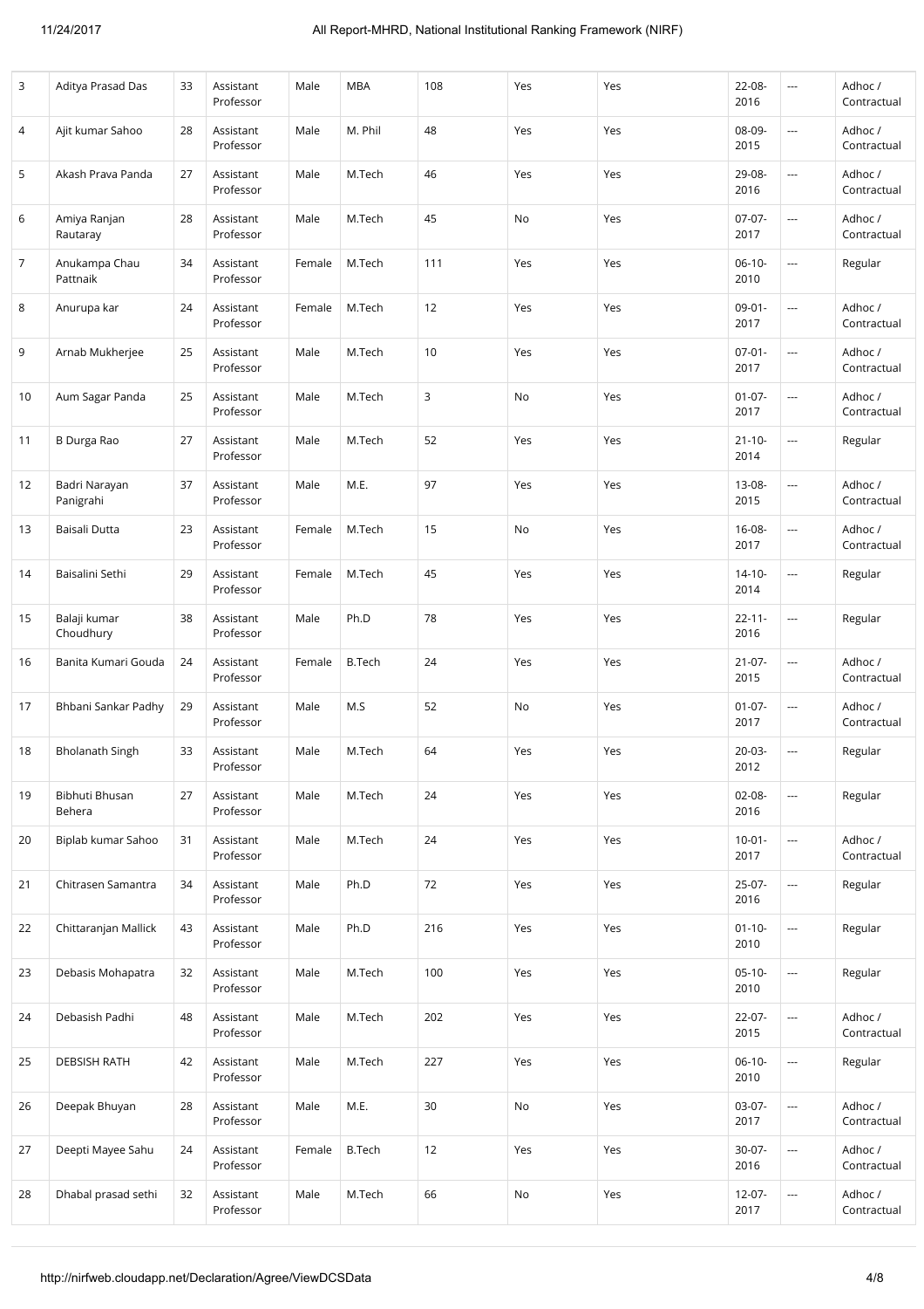| 3 | Aditya Prasad Das | 33 | Assistant Professor | Male | MBA | 108 | Yes | Yes | 22-08-2016 | --- | Adhoc / Contractual |
|---|---|---|---|---|---|---|---|---|---|---|---|
| 4 | Ajit kumar Sahoo | 28 | Assistant Professor | Male | M. Phil | 48 | Yes | Yes | 08-09-2015 | --- | Adhoc / Contractual |
| 5 | Akash Prava Panda | 27 | Assistant Professor | Male | M.Tech | 46 | Yes | Yes | 29-08-2016 | --- | Adhoc / Contractual |
| 6 | Amiya Ranjan Rautaray | 28 | Assistant Professor | Male | M.Tech | 45 | No | Yes | 07-07-2017 | --- | Adhoc / Contractual |
| 7 | Anukampa Chau Pattnaik | 34 | Assistant Professor | Female | M.Tech | 111 | Yes | Yes | 06-10-2010 | --- | Regular |
| 8 | Anurupa kar | 24 | Assistant Professor | Female | M.Tech | 12 | Yes | Yes | 09-01-2017 | --- | Adhoc / Contractual |
| 9 | Arnab Mukherjee | 25 | Assistant Professor | Male | M.Tech | 10 | Yes | Yes | 07-01-2017 | --- | Adhoc / Contractual |
| 10 | Aum Sagar Panda | 25 | Assistant Professor | Male | M.Tech | 3 | No | Yes | 01-07-2017 | --- | Adhoc / Contractual |
| 11 | B Durga Rao | 27 | Assistant Professor | Male | M.Tech | 52 | Yes | Yes | 21-10-2014 | --- | Regular |
| 12 | Badri Narayan Panigrahi | 37 | Assistant Professor | Male | M.E. | 97 | Yes | Yes | 13-08-2015 | --- | Adhoc / Contractual |
| 13 | Baisali Dutta | 23 | Assistant Professor | Female | M.Tech | 15 | No | Yes | 16-08-2017 | --- | Adhoc / Contractual |
| 14 | Baisalini Sethi | 29 | Assistant Professor | Female | M.Tech | 45 | Yes | Yes | 14-10-2014 | --- | Regular |
| 15 | Balaji kumar Choudhury | 38 | Assistant Professor | Male | Ph.D | 78 | Yes | Yes | 22-11-2016 | --- | Regular |
| 16 | Banita Kumari Gouda | 24 | Assistant Professor | Female | B.Tech | 24 | Yes | Yes | 21-07-2015 | --- | Adhoc / Contractual |
| 17 | Bhbani Sankar Padhy | 29 | Assistant Professor | Male | M.S | 52 | No | Yes | 01-07-2017 | --- | Adhoc / Contractual |
| 18 | Bholanath Singh | 33 | Assistant Professor | Male | M.Tech | 64 | Yes | Yes | 20-03-2012 | --- | Regular |
| 19 | Bibhuti Bhusan Behera | 27 | Assistant Professor | Male | M.Tech | 24 | Yes | Yes | 02-08-2016 | --- | Regular |
| 20 | Biplab kumar Sahoo | 31 | Assistant Professor | Male | M.Tech | 24 | Yes | Yes | 10-01-2017 | --- | Adhoc / Contractual |
| 21 | Chitrasen Samantra | 34 | Assistant Professor | Male | Ph.D | 72 | Yes | Yes | 25-07-2016 | --- | Regular |
| 22 | Chittaranjan Mallick | 43 | Assistant Professor | Male | Ph.D | 216 | Yes | Yes | 01-10-2010 | --- | Regular |
| 23 | Debasis Mohapatra | 32 | Assistant Professor | Male | M.Tech | 100 | Yes | Yes | 05-10-2010 | --- | Regular |
| 24 | Debasish Padhi | 48 | Assistant Professor | Male | M.Tech | 202 | Yes | Yes | 22-07-2015 | --- | Adhoc / Contractual |
| 25 | DEBSISH RATH | 42 | Assistant Professor | Male | M.Tech | 227 | Yes | Yes | 06-10-2010 | --- | Regular |
| 26 | Deepak Bhuyan | 28 | Assistant Professor | Male | M.E. | 30 | No | Yes | 03-07-2017 | --- | Adhoc / Contractual |
| 27 | Deepti Mayee Sahu | 24 | Assistant Professor | Female | B.Tech | 12 | Yes | Yes | 30-07-2016 | --- | Adhoc / Contractual |
| 28 | Dhabal prasad sethi | 32 | Assistant Professor | Male | M.Tech | 66 | No | Yes | 12-07-2017 | --- | Adhoc / Contractual |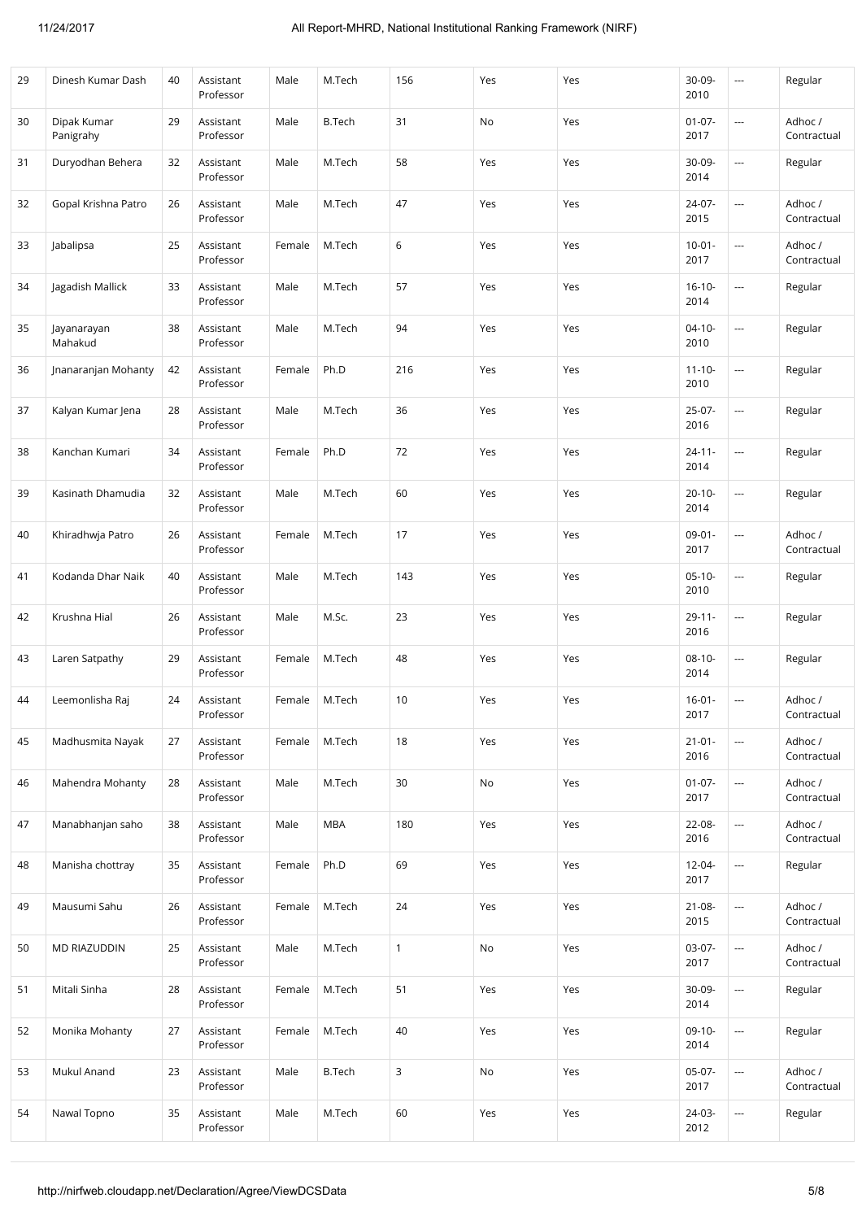| 29 | Dinesh Kumar Dash | 40 | Assistant Professor | Male | M.Tech | 156 | Yes | Yes | 30-09-2010 | --- | Regular |
|---|---|---|---|---|---|---|---|---|---|---|---|
| 30 | Dipak Kumar Panigrahy | 29 | Assistant Professor | Male | B.Tech | 31 | No | Yes | 01-07-2017 | --- | Adhoc / Contractual |
| 31 | Duryodhan Behera | 32 | Assistant Professor | Male | M.Tech | 58 | Yes | Yes | 30-09-2014 | --- | Regular |
| 32 | Gopal Krishna Patro | 26 | Assistant Professor | Male | M.Tech | 47 | Yes | Yes | 24-07-2015 | --- | Adhoc / Contractual |
| 33 | Jabalipsa | 25 | Assistant Professor | Female | M.Tech | 6 | Yes | Yes | 10-01-2017 | --- | Adhoc / Contractual |
| 34 | Jagadish Mallick | 33 | Assistant Professor | Male | M.Tech | 57 | Yes | Yes | 16-10-2014 | --- | Regular |
| 35 | Jayanarayan Mahakud | 38 | Assistant Professor | Male | M.Tech | 94 | Yes | Yes | 04-10-2010 | --- | Regular |
| 36 | Jnanaranjan Mohanty | 42 | Assistant Professor | Female | Ph.D | 216 | Yes | Yes | 11-10-2010 | --- | Regular |
| 37 | Kalyan Kumar Jena | 28 | Assistant Professor | Male | M.Tech | 36 | Yes | Yes | 25-07-2016 | --- | Regular |
| 38 | Kanchan Kumari | 34 | Assistant Professor | Female | Ph.D | 72 | Yes | Yes | 24-11-2014 | --- | Regular |
| 39 | Kasinath Dhamudia | 32 | Assistant Professor | Male | M.Tech | 60 | Yes | Yes | 20-10-2014 | --- | Regular |
| 40 | Khiradhwja Patro | 26 | Assistant Professor | Female | M.Tech | 17 | Yes | Yes | 09-01-2017 | --- | Adhoc / Contractual |
| 41 | Kodanda Dhar Naik | 40 | Assistant Professor | Male | M.Tech | 143 | Yes | Yes | 05-10-2010 | --- | Regular |
| 42 | Krushna Hial | 26 | Assistant Professor | Male | M.Sc. | 23 | Yes | Yes | 29-11-2016 | --- | Regular |
| 43 | Laren Satpathy | 29 | Assistant Professor | Female | M.Tech | 48 | Yes | Yes | 08-10-2014 | --- | Regular |
| 44 | Leemonlisha Raj | 24 | Assistant Professor | Female | M.Tech | 10 | Yes | Yes | 16-01-2017 | --- | Adhoc / Contractual |
| 45 | Madhusmita Nayak | 27 | Assistant Professor | Female | M.Tech | 18 | Yes | Yes | 21-01-2016 | --- | Adhoc / Contractual |
| 46 | Mahendra Mohanty | 28 | Assistant Professor | Male | M.Tech | 30 | No | Yes | 01-07-2017 | --- | Adhoc / Contractual |
| 47 | Manabhanjan saho | 38 | Assistant Professor | Male | MBA | 180 | Yes | Yes | 22-08-2016 | --- | Adhoc / Contractual |
| 48 | Manisha chottray | 35 | Assistant Professor | Female | Ph.D | 69 | Yes | Yes | 12-04-2017 | --- | Regular |
| 49 | Mausumi Sahu | 26 | Assistant Professor | Female | M.Tech | 24 | Yes | Yes | 21-08-2015 | --- | Adhoc / Contractual |
| 50 | MD RIAZUDDIN | 25 | Assistant Professor | Male | M.Tech | 1 | No | Yes | 03-07-2017 | --- | Adhoc / Contractual |
| 51 | Mitali Sinha | 28 | Assistant Professor | Female | M.Tech | 51 | Yes | Yes | 30-09-2014 | --- | Regular |
| 52 | Monika Mohanty | 27 | Assistant Professor | Female | M.Tech | 40 | Yes | Yes | 09-10-2014 | --- | Regular |
| 53 | Mukul Anand | 23 | Assistant Professor | Male | B.Tech | 3 | No | Yes | 05-07-2017 | --- | Adhoc / Contractual |
| 54 | Nawal Topno | 35 | Assistant Professor | Male | M.Tech | 60 | Yes | Yes | 24-03-2012 | --- | Regular |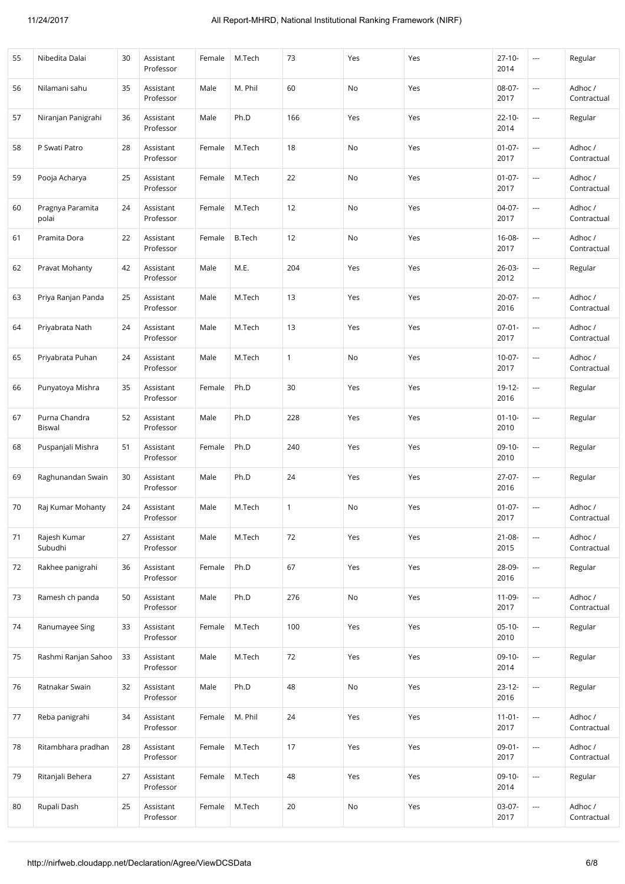| 55 | Nibedita Dalai | 30 | Assistant Professor | Female | M.Tech | 73 | Yes | Yes | 27-10-2014 | --- | Regular |
|---|---|---|---|---|---|---|---|---|---|---|---|
| 56 | Nilamani sahu | 35 | Assistant Professor | Male | M. Phil | 60 | No | Yes | 08-07-2017 | --- | Adhoc / Contractual |
| 57 | Niranjan Panigrahi | 36 | Assistant Professor | Male | Ph.D | 166 | Yes | Yes | 22-10-2014 | --- | Regular |
| 58 | P Swati Patro | 28 | Assistant Professor | Female | M.Tech | 18 | No | Yes | 01-07-2017 | --- | Adhoc / Contractual |
| 59 | Pooja Acharya | 25 | Assistant Professor | Female | M.Tech | 22 | No | Yes | 01-07-2017 | --- | Adhoc / Contractual |
| 60 | Pragnya Paramita polai | 24 | Assistant Professor | Female | M.Tech | 12 | No | Yes | 04-07-2017 | --- | Adhoc / Contractual |
| 61 | Pramita Dora | 22 | Assistant Professor | Female | B.Tech | 12 | No | Yes | 16-08-2017 | --- | Adhoc / Contractual |
| 62 | Pravat Mohanty | 42 | Assistant Professor | Male | M.E. | 204 | Yes | Yes | 26-03-2012 | --- | Regular |
| 63 | Priya Ranjan Panda | 25 | Assistant Professor | Male | M.Tech | 13 | Yes | Yes | 20-07-2016 | --- | Adhoc / Contractual |
| 64 | Priyabrata Nath | 24 | Assistant Professor | Male | M.Tech | 13 | Yes | Yes | 07-01-2017 | --- | Adhoc / Contractual |
| 65 | Priyabrata Puhan | 24 | Assistant Professor | Male | M.Tech | 1 | No | Yes | 10-07-2017 | --- | Adhoc / Contractual |
| 66 | Punyatoya Mishra | 35 | Assistant Professor | Female | Ph.D | 30 | Yes | Yes | 19-12-2016 | --- | Regular |
| 67 | Purna Chandra Biswal | 52 | Assistant Professor | Male | Ph.D | 228 | Yes | Yes | 01-10-2010 | --- | Regular |
| 68 | Puspanjali Mishra | 51 | Assistant Professor | Female | Ph.D | 240 | Yes | Yes | 09-10-2010 | --- | Regular |
| 69 | Raghunandan Swain | 30 | Assistant Professor | Male | Ph.D | 24 | Yes | Yes | 27-07-2016 | --- | Regular |
| 70 | Raj Kumar Mohanty | 24 | Assistant Professor | Male | M.Tech | 1 | No | Yes | 01-07-2017 | --- | Adhoc / Contractual |
| 71 | Rajesh Kumar Subudhi | 27 | Assistant Professor | Male | M.Tech | 72 | Yes | Yes | 21-08-2015 | --- | Adhoc / Contractual |
| 72 | Rakhee panigrahi | 36 | Assistant Professor | Female | Ph.D | 67 | Yes | Yes | 28-09-2016 | --- | Regular |
| 73 | Ramesh ch panda | 50 | Assistant Professor | Male | Ph.D | 276 | No | Yes | 11-09-2017 | --- | Adhoc / Contractual |
| 74 | Ranumayee Sing | 33 | Assistant Professor | Female | M.Tech | 100 | Yes | Yes | 05-10-2010 | --- | Regular |
| 75 | Rashmi Ranjan Sahoo | 33 | Assistant Professor | Male | M.Tech | 72 | Yes | Yes | 09-10-2014 | --- | Regular |
| 76 | Ratnakar Swain | 32 | Assistant Professor | Male | Ph.D | 48 | No | Yes | 23-12-2016 | --- | Regular |
| 77 | Reba panigrahi | 34 | Assistant Professor | Female | M. Phil | 24 | Yes | Yes | 11-01-2017 | --- | Adhoc / Contractual |
| 78 | Ritambhara pradhan | 28 | Assistant Professor | Female | M.Tech | 17 | Yes | Yes | 09-01-2017 | --- | Adhoc / Contractual |
| 79 | Ritanjali Behera | 27 | Assistant Professor | Female | M.Tech | 48 | Yes | Yes | 09-10-2014 | --- | Regular |
| 80 | Rupali Dash | 25 | Assistant Professor | Female | M.Tech | 20 | No | Yes | 03-07-2017 | --- | Adhoc / Contractual |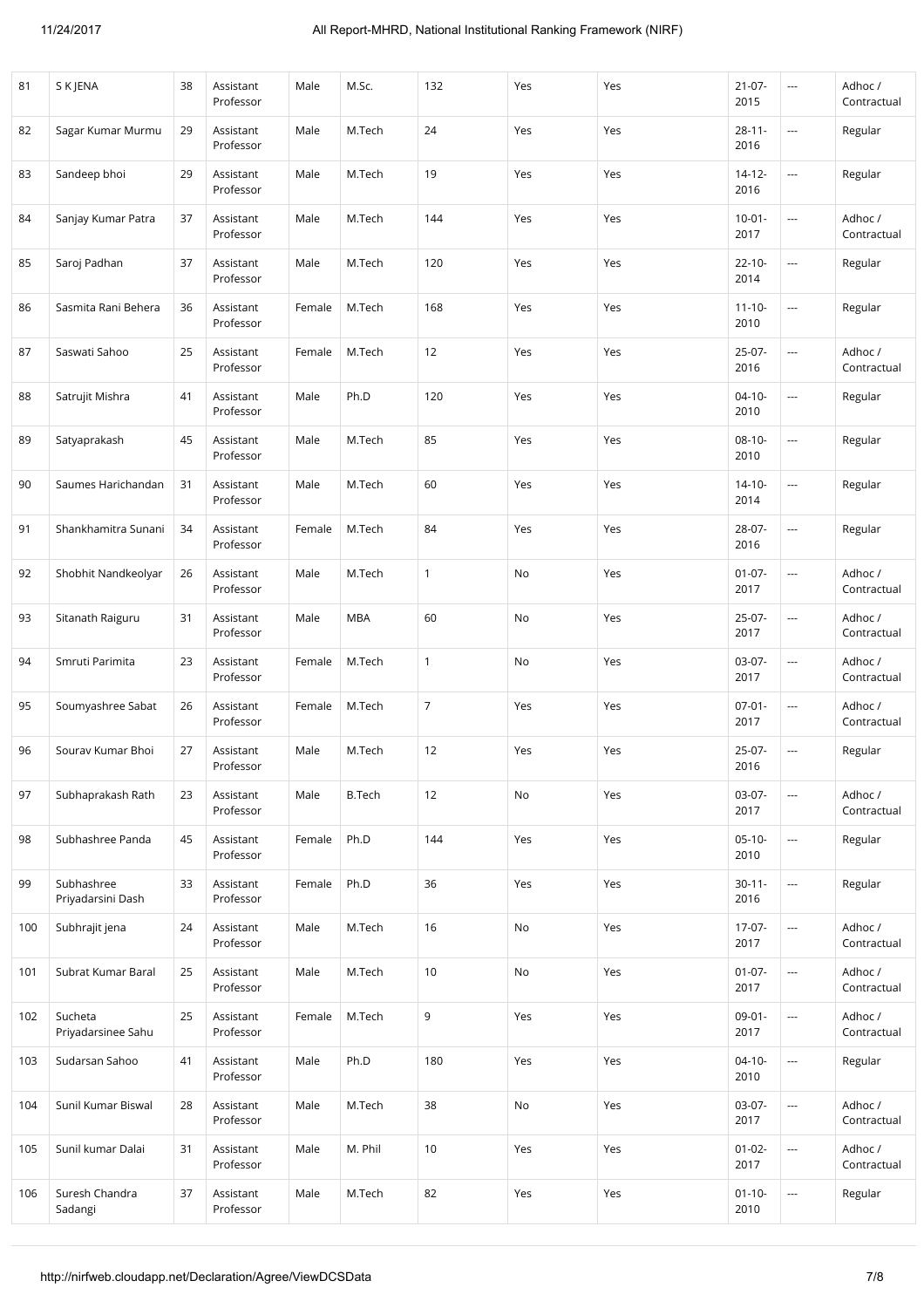| 81 | S K JENA | 38 | Assistant Professor | Male | M.Sc. | 132 | Yes | Yes | 21-07-2015 | --- | Adhoc / Contractual |
|---|---|---|---|---|---|---|---|---|---|---|---|
| 82 | Sagar Kumar Murmu | 29 | Assistant Professor | Male | M.Tech | 24 | Yes | Yes | 28-11-2016 | --- | Regular |
| 83 | Sandeep bhoi | 29 | Assistant Professor | Male | M.Tech | 19 | Yes | Yes | 14-12-2016 | --- | Regular |
| 84 | Sanjay Kumar Patra | 37 | Assistant Professor | Male | M.Tech | 144 | Yes | Yes | 10-01-2017 | --- | Adhoc / Contractual |
| 85 | Saroj Padhan | 37 | Assistant Professor | Male | M.Tech | 120 | Yes | Yes | 22-10-2014 | --- | Regular |
| 86 | Sasmita Rani Behera | 36 | Assistant Professor | Female | M.Tech | 168 | Yes | Yes | 11-10-2010 | --- | Regular |
| 87 | Saswati Sahoo | 25 | Assistant Professor | Female | M.Tech | 12 | Yes | Yes | 25-07-2016 | --- | Adhoc / Contractual |
| 88 | Satrujit Mishra | 41 | Assistant Professor | Male | Ph.D | 120 | Yes | Yes | 04-10-2010 | --- | Regular |
| 89 | Satyaprakash | 45 | Assistant Professor | Male | M.Tech | 85 | Yes | Yes | 08-10-2010 | --- | Regular |
| 90 | Saumes Harichandan | 31 | Assistant Professor | Male | M.Tech | 60 | Yes | Yes | 14-10-2014 | --- | Regular |
| 91 | Shankhamitra Sunani | 34 | Assistant Professor | Female | M.Tech | 84 | Yes | Yes | 28-07-2016 | --- | Regular |
| 92 | Shobhit Nandkeolyar | 26 | Assistant Professor | Male | M.Tech | 1 | No | Yes | 01-07-2017 | --- | Adhoc / Contractual |
| 93 | Sitanath Raiguru | 31 | Assistant Professor | Male | MBA | 60 | No | Yes | 25-07-2017 | --- | Adhoc / Contractual |
| 94 | Smruti Parimita | 23 | Assistant Professor | Female | M.Tech | 1 | No | Yes | 03-07-2017 | --- | Adhoc / Contractual |
| 95 | Soumyashree Sabat | 26 | Assistant Professor | Female | M.Tech | 7 | Yes | Yes | 07-01-2017 | --- | Adhoc / Contractual |
| 96 | Sourav Kumar Bhoi | 27 | Assistant Professor | Male | M.Tech | 12 | Yes | Yes | 25-07-2016 | --- | Regular |
| 97 | Subhaprakash Rath | 23 | Assistant Professor | Male | B.Tech | 12 | No | Yes | 03-07-2017 | --- | Adhoc / Contractual |
| 98 | Subhashree Panda | 45 | Assistant Professor | Female | Ph.D | 144 | Yes | Yes | 05-10-2010 | --- | Regular |
| 99 | Subhashree Priyadarsini Dash | 33 | Assistant Professor | Female | Ph.D | 36 | Yes | Yes | 30-11-2016 | --- | Regular |
| 100 | Subhrajit jena | 24 | Assistant Professor | Male | M.Tech | 16 | No | Yes | 17-07-2017 | --- | Adhoc / Contractual |
| 101 | Subrat Kumar Baral | 25 | Assistant Professor | Male | M.Tech | 10 | No | Yes | 01-07-2017 | --- | Adhoc / Contractual |
| 102 | Sucheta Priyadarsinee Sahu | 25 | Assistant Professor | Female | M.Tech | 9 | Yes | Yes | 09-01-2017 | --- | Adhoc / Contractual |
| 103 | Sudarsan Sahoo | 41 | Assistant Professor | Male | Ph.D | 180 | Yes | Yes | 04-10-2010 | --- | Regular |
| 104 | Sunil Kumar Biswal | 28 | Assistant Professor | Male | M.Tech | 38 | No | Yes | 03-07-2017 | --- | Adhoc / Contractual |
| 105 | Sunil kumar Dalai | 31 | Assistant Professor | Male | M. Phil | 10 | Yes | Yes | 01-02-2017 | --- | Adhoc / Contractual |
| 106 | Suresh Chandra Sadangi | 37 | Assistant Professor | Male | M.Tech | 82 | Yes | Yes | 01-10-2010 | --- | Regular |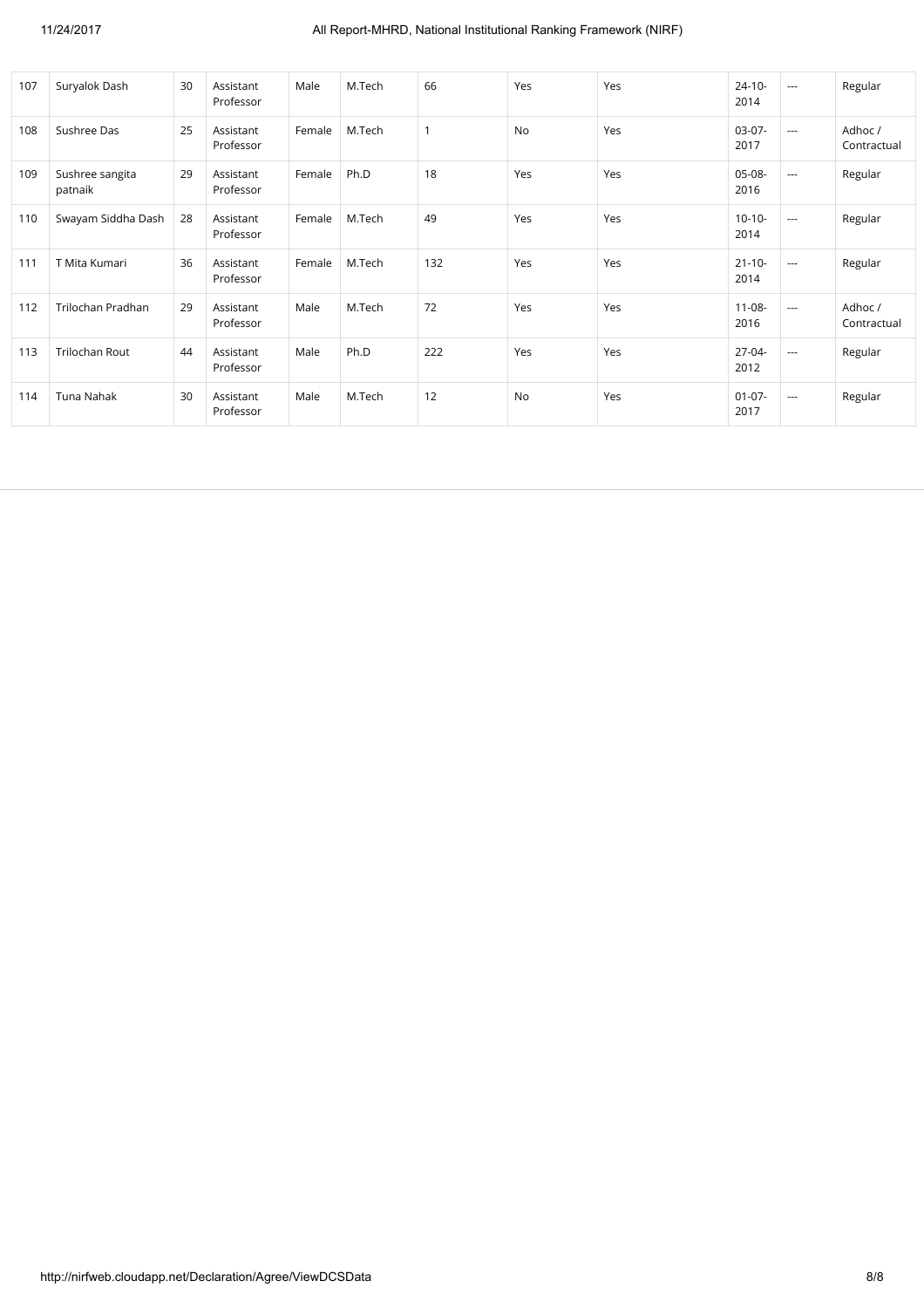| | | | | | | | | | | | |
|---|---|---|---|---|---|---|---|---|---|---|---|
| 107 | Suryalok Dash | 30 | Assistant Professor | Male | M.Tech | 66 | Yes | Yes | 24-10-2014 | --- | Regular |
| 108 | Sushree Das | 25 | Assistant Professor | Female | M.Tech | 1 | No | Yes | 03-07-2017 | --- | Adhoc / Contractual |
| 109 | Sushree sangita patnaik | 29 | Assistant Professor | Female | Ph.D | 18 | Yes | Yes | 05-08-2016 | --- | Regular |
| 110 | Swayam Siddha Dash | 28 | Assistant Professor | Female | M.Tech | 49 | Yes | Yes | 10-10-2014 | --- | Regular |
| 111 | T Mita Kumari | 36 | Assistant Professor | Female | M.Tech | 132 | Yes | Yes | 21-10-2014 | --- | Regular |
| 112 | Trilochan Pradhan | 29 | Assistant Professor | Male | M.Tech | 72 | Yes | Yes | 11-08-2016 | --- | Adhoc / Contractual |
| 113 | Trilochan Rout | 44 | Assistant Professor | Male | Ph.D | 222 | Yes | Yes | 27-04-2012 | --- | Regular |
| 114 | Tuna Nahak | 30 | Assistant Professor | Male | M.Tech | 12 | No | Yes | 01-07-2017 | --- | Regular |